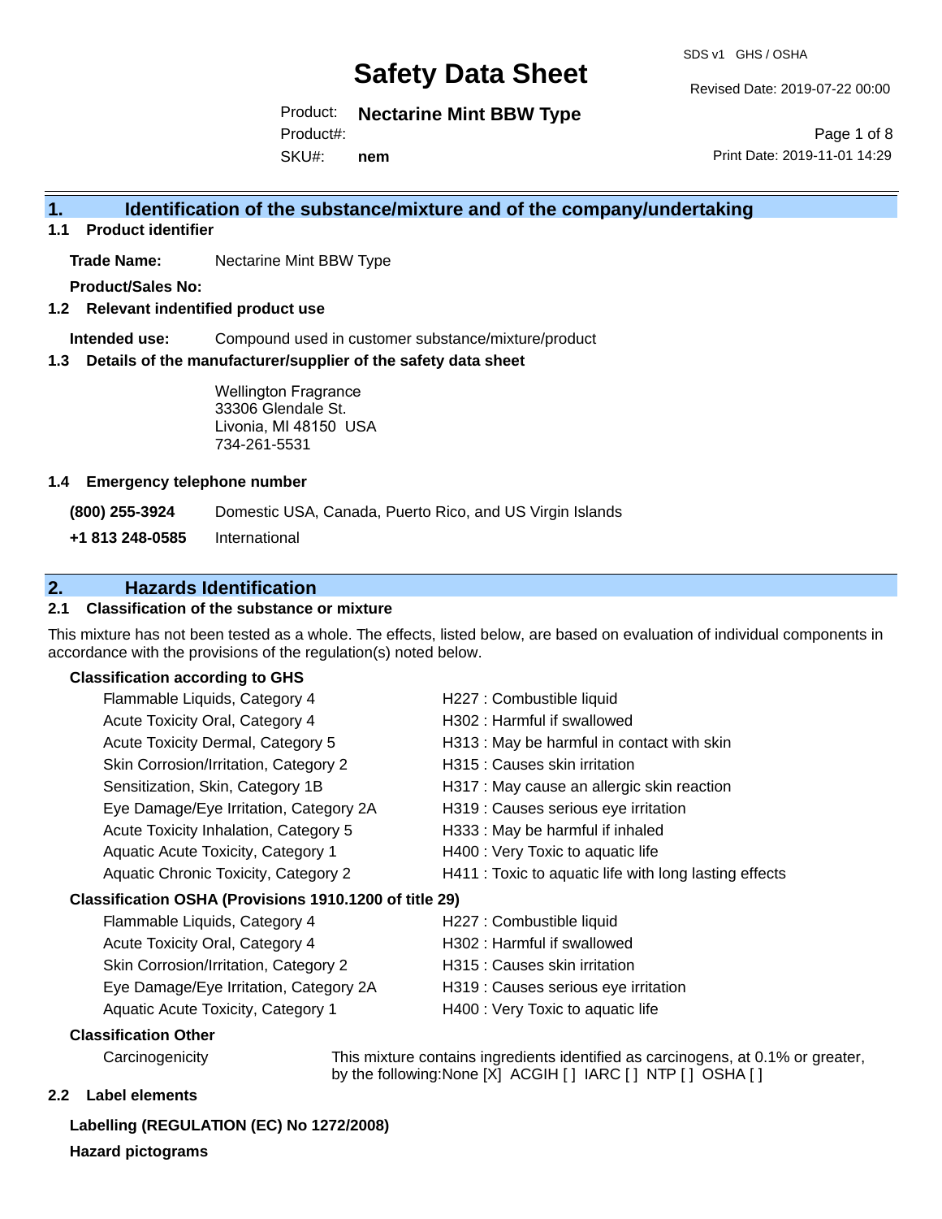# Safety Data Sheet

SDS v1 GHS / OSHA

Revised Date: 2019-07-22 00:00

Product: **Nectarine Mint BBW Type**

Product#:

SKU#: **nem**

Print Date: 2019-11-01 14:29

## 1. Identification of the substance/mixture and of the company/undertaking

### 1.1 Product identifier

**Trade Name:** Nectarine Mint BBW Type

**Product/Sales No:**

### 1.2 Relevant indentified product use

**Intended use:** Compound used in customer substance/mixture/product

### 1.3 Details of the manufacturer/supplier of the safety data sheet

Wellington Fragrance
33306 Glendale St.
Livonia, MI 48150 USA
734-261-5531

### 1.4 Emergency telephone number

**(800) 255-3924** Domestic USA, Canada, Puerto Rico, and US Virgin Islands

**+1 813 248-0585** International

## 2. Hazards Identification

### 2.1 Classification of the substance or mixture

This mixture has not been tested as a whole. The effects, listed below, are based on evaluation of individual components in accordance with the provisions of the regulation(s) noted below.

**Classification according to GHS**

| | |
|---|---|
| Flammable Liquids, Category 4 | H227 : Combustible liquid |
| Acute Toxicity Oral, Category 4 | H302 : Harmful if swallowed |
| Acute Toxicity Dermal, Category 5 | H313 : May be harmful in contact with skin |
| Skin Corrosion/Irritation, Category 2 | H315 : Causes skin irritation |
| Sensitization, Skin, Category 1B | H317 : May cause an allergic skin reaction |
| Eye Damage/Eye Irritation, Category 2A | H319 : Causes serious eye irritation |
| Acute Toxicity Inhalation, Category 5 | H333 : May be harmful if inhaled |
| Aquatic Acute Toxicity, Category 1 | H400 : Very Toxic to aquatic life |
| Aquatic Chronic Toxicity, Category 2 | H411 : Toxic to aquatic life with long lasting effects |

**Classification OSHA (Provisions 1910.1200 of title 29)**

| | |
|---|---|
| Flammable Liquids, Category 4 | H227 : Combustible liquid |
| Acute Toxicity Oral, Category 4 | H302 : Harmful if swallowed |
| Skin Corrosion/Irritation, Category 2 | H315 : Causes skin irritation |
| Eye Damage/Eye Irritation, Category 2A | H319 : Causes serious eye irritation |
| Aquatic Acute Toxicity, Category 1 | H400 : Very Toxic to aquatic life |

**Classification Other**

Carcinogenicity — This mixture contains ingredients identified as carcinogens, at 0.1% or greater, by the following:None [X] ACGIH [ ] IARC [ ] NTP [ ] OSHA [ ]

### 2.2 Label elements

**Labelling (REGULATION (EC) No 1272/2008)**

**Hazard pictograms**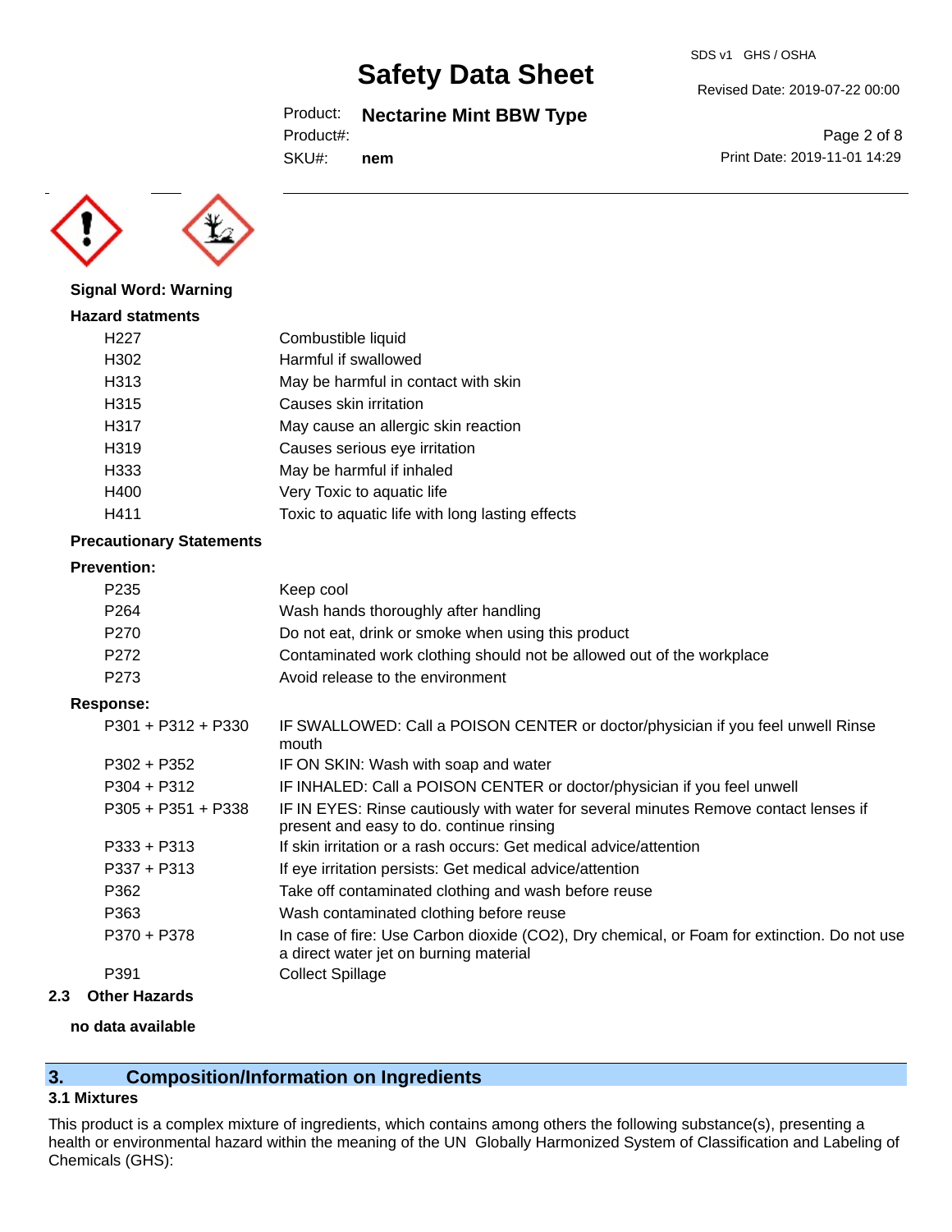**Signal Word: Warning**

**Hazard statments**

| | |
|---|---|
| H227 | Combustible liquid |
| H302 | Harmful if swallowed |
| H313 | May be harmful in contact with skin |
| H315 | Causes skin irritation |
| H317 | May cause an allergic skin reaction |
| H319 | Causes serious eye irritation |
| H333 | May be harmful if inhaled |
| H400 | Very Toxic to aquatic life |
| H411 | Toxic to aquatic life with long lasting effects |

**Precautionary Statements**

**Prevention:**

| | |
|---|---|
| P235 | Keep cool |
| P264 | Wash hands thoroughly after handling |
| P270 | Do not eat, drink or smoke when using this product |
| P272 | Contaminated work clothing should not be allowed out of the workplace |
| P273 | Avoid release to the environment |

**Response:**

| | |
|---|---|
| P301 + P312 + P330 | IF SWALLOWED: Call a POISON CENTER or doctor/physician if you feel unwell Rinse mouth |
| P302 + P352 | IF ON SKIN: Wash with soap and water |
| P304 + P312 | IF INHALED: Call a POISON CENTER or doctor/physician if you feel unwell |
| P305 + P351 + P338 | IF IN EYES: Rinse cautiously with water for several minutes Remove contact lenses if present and easy to do. continue rinsing |
| P333 + P313 | If skin irritation or a rash occurs: Get medical advice/attention |
| P337 + P313 | If eye irritation persists: Get medical advice/attention |
| P362 | Take off contaminated clothing and wash before reuse |
| P363 | Wash contaminated clothing before reuse |
| P370 + P378 | In case of fire: Use Carbon dioxide (CO2), Dry chemical, or Foam for extinction. Do not use a direct water jet on burning material |
| P391 | Collect Spillage |

### 2.3 Other Hazards

**no data available**

## 3. Composition/Information on Ingredients

### 3.1 Mixtures

This product is a complex mixture of ingredients, which contains among others the following substance(s), presenting a health or environmental hazard within the meaning of the UN Globally Harmonized System of Classification and Labeling of Chemicals (GHS):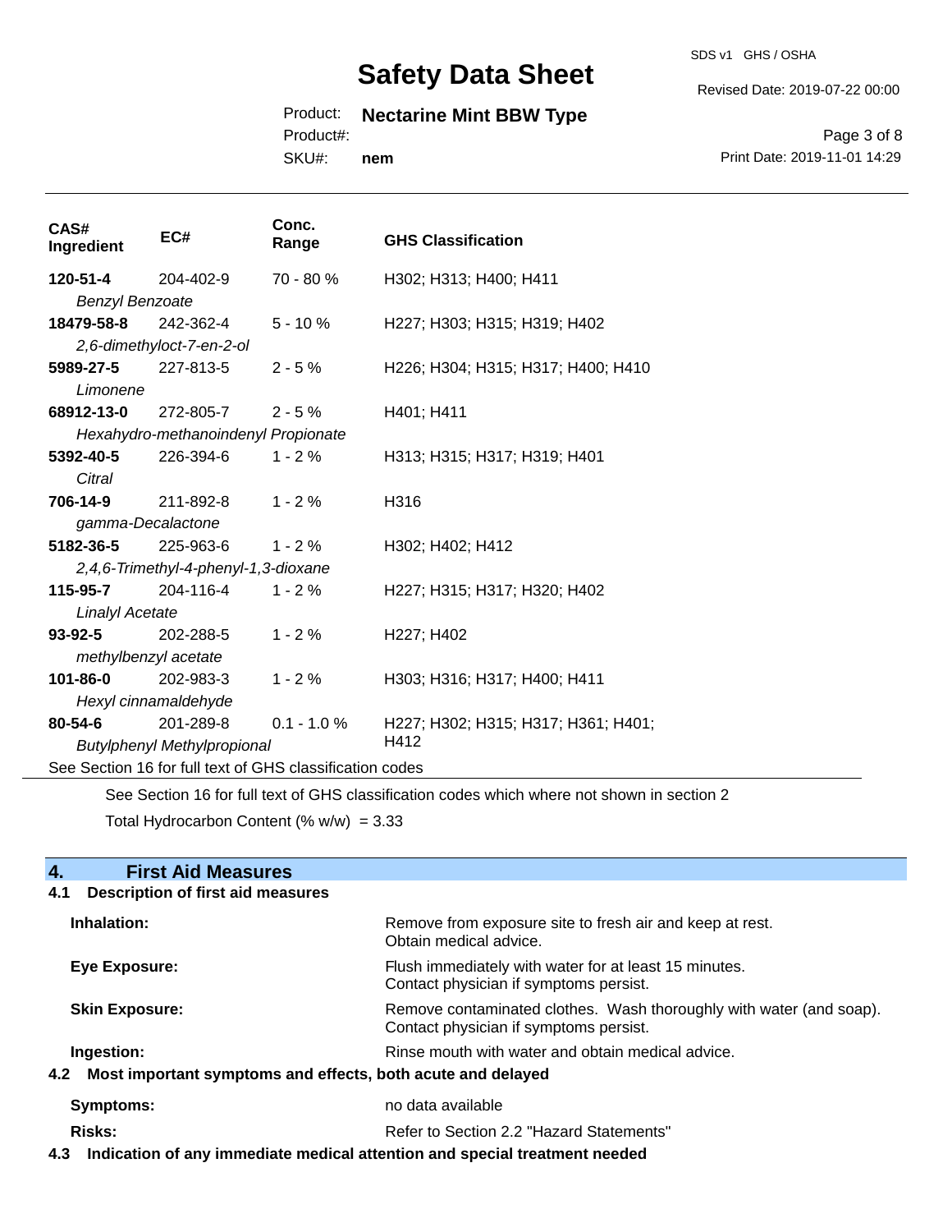| CAS# Ingredient | EC# | Conc. Range | GHS Classification |
|---|---|---|---|
| **120-51-4** *Benzyl Benzoate* | 204-402-9 | 70 - 80 % | H302; H313; H400; H411 |
| **18479-58-8** *2,6-dimethyloct-7-en-2-ol* | 242-362-4 | 5 - 10 % | H227; H303; H315; H319; H402 |
| **5989-27-5** *Limonene* | 227-813-5 | 2 - 5 % | H226; H304; H315; H317; H400; H410 |
| **68912-13-0** *Hexahydro-methanoindenyl Propionate* | 272-805-7 | 2 - 5 % | H401; H411 |
| **5392-40-5** *Citral* | 226-394-6 | 1 - 2 % | H313; H315; H317; H319; H401 |
| **706-14-9** *gamma-Decalactone* | 211-892-8 | 1 - 2 % | H316 |
| **5182-36-5** *2,4,6-Trimethyl-4-phenyl-1,3-dioxane* | 225-963-6 | 1 - 2 % | H302; H402; H412 |
| **115-95-7** *Linalyl Acetate* | 204-116-4 | 1 - 2 % | H227; H315; H317; H320; H402 |
| **93-92-5** *methylbenzyl acetate* | 202-288-5 | 1 - 2 % | H227; H402 |
| **101-86-0** *Hexyl cinnamaldehyde* | 202-983-3 | 1 - 2 % | H303; H316; H317; H400; H411 |
| **80-54-6** *Butylphenyl Methylpropional* | 201-289-8 | 0.1 - 1.0 % | H227; H302; H315; H317; H361; H401; H412 |

See Section 16 for full text of GHS classification codes

See Section 16 for full text of GHS classification codes which where not shown in section 2

Total Hydrocarbon Content (% w/w) = 3.33

## 4. First Aid Measures

### 4.1 Description of first aid measures

**Inhalation:** Remove from exposure site to fresh air and keep at rest. Obtain medical advice.

**Eye Exposure:** Flush immediately with water for at least 15 minutes. Contact physician if symptoms persist.

**Skin Exposure:** Remove contaminated clothes. Wash thoroughly with water (and soap). Contact physician if symptoms persist.

**Ingestion:** Rinse mouth with water and obtain medical advice.

### 4.2 Most important symptoms and effects, both acute and delayed

**Symptoms:** no data available

**Risks:** Refer to Section 2.2 "Hazard Statements"

### 4.3 Indication of any immediate medical attention and special treatment needed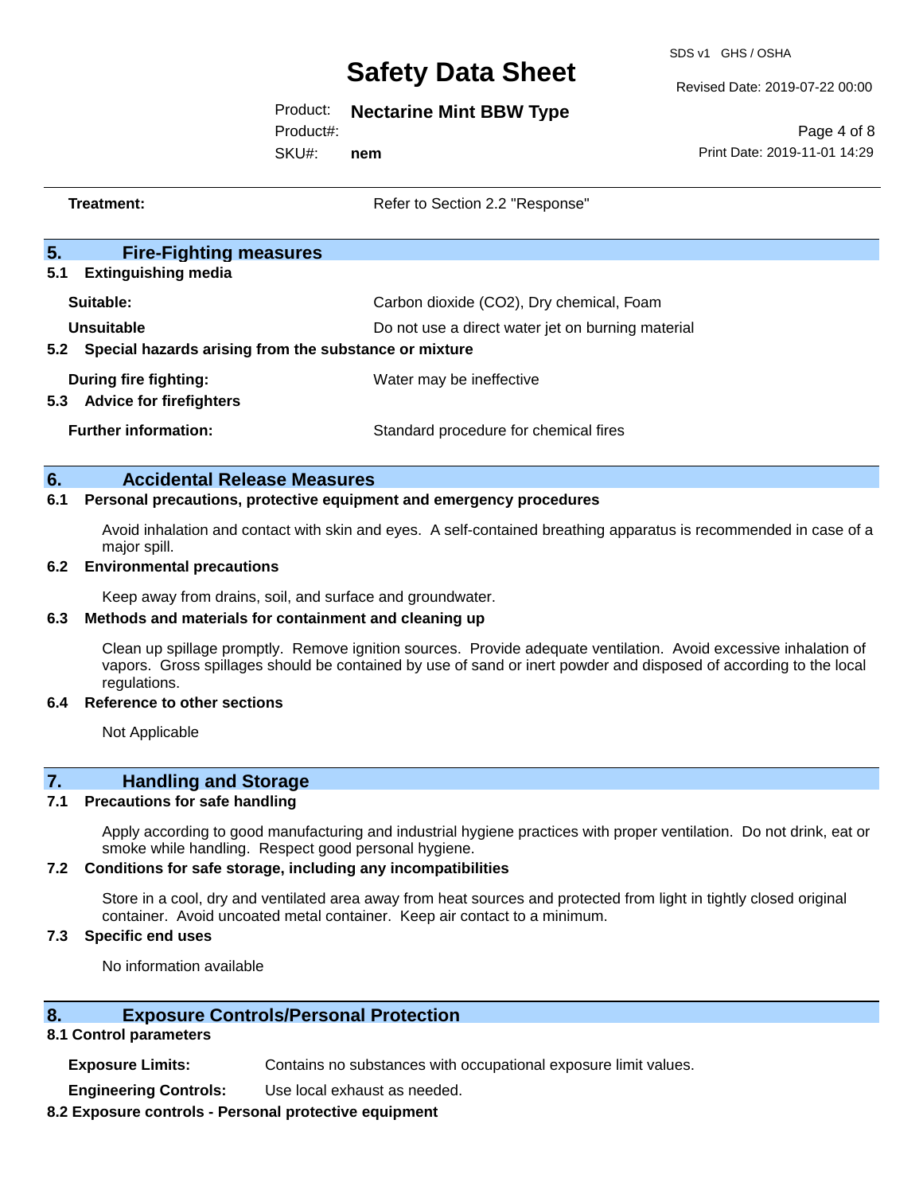| | |
|---|---|
| **Treatment:** | Refer to Section 2.2 "Response" |

## 5. Fire-Fighting measures

### 5.1 Extinguishing media

| | |
|---|---|
| **Suitable:** | Carbon dioxide ($CO_2$), Dry chemical, Foam |
| **Unsuitable** | Do not use a direct water jet on burning material |

### 5.2 Special hazards arising from the substance or mixture

| | |
|---|---|
| **During fire fighting:** | Water may be ineffective |

### 5.3 Advice for firefighters

| | |
|---|---|
| **Further information:** | Standard procedure for chemical fires |

## 6. Accidental Release Measures

### 6.1 Personal precautions, protective equipment and emergency procedures

Avoid inhalation and contact with skin and eyes. A self-contained breathing apparatus is recommended in case of a major spill.

### 6.2 Environmental precautions

Keep away from drains, soil, and surface and groundwater.

### 6.3 Methods and materials for containment and cleaning up

Clean up spillage promptly. Remove ignition sources. Provide adequate ventilation. Avoid excessive inhalation of vapors. Gross spillages should be contained by use of sand or inert powder and disposed of according to the local regulations.

### 6.4 Reference to other sections

Not Applicable

## 7. Handling and Storage

### 7.1 Precautions for safe handling

Apply according to good manufacturing and industrial hygiene practices with proper ventilation. Do not drink, eat or smoke while handling. Respect good personal hygiene.

### 7.2 Conditions for safe storage, including any incompatibilities

Store in a cool, dry and ventilated area away from heat sources and protected from light in tightly closed original container. Avoid uncoated metal container. Keep air contact to a minimum.

### 7.3 Specific end uses

No information available

## 8. Exposure Controls/Personal Protection

### 8.1 Control parameters

| | |
|---|---|
| **Exposure Limits:** | Contains no substances with occupational exposure limit values. |
| **Engineering Controls:** | Use local exhaust as needed. |

### 8.2 Exposure controls - Personal protective equipment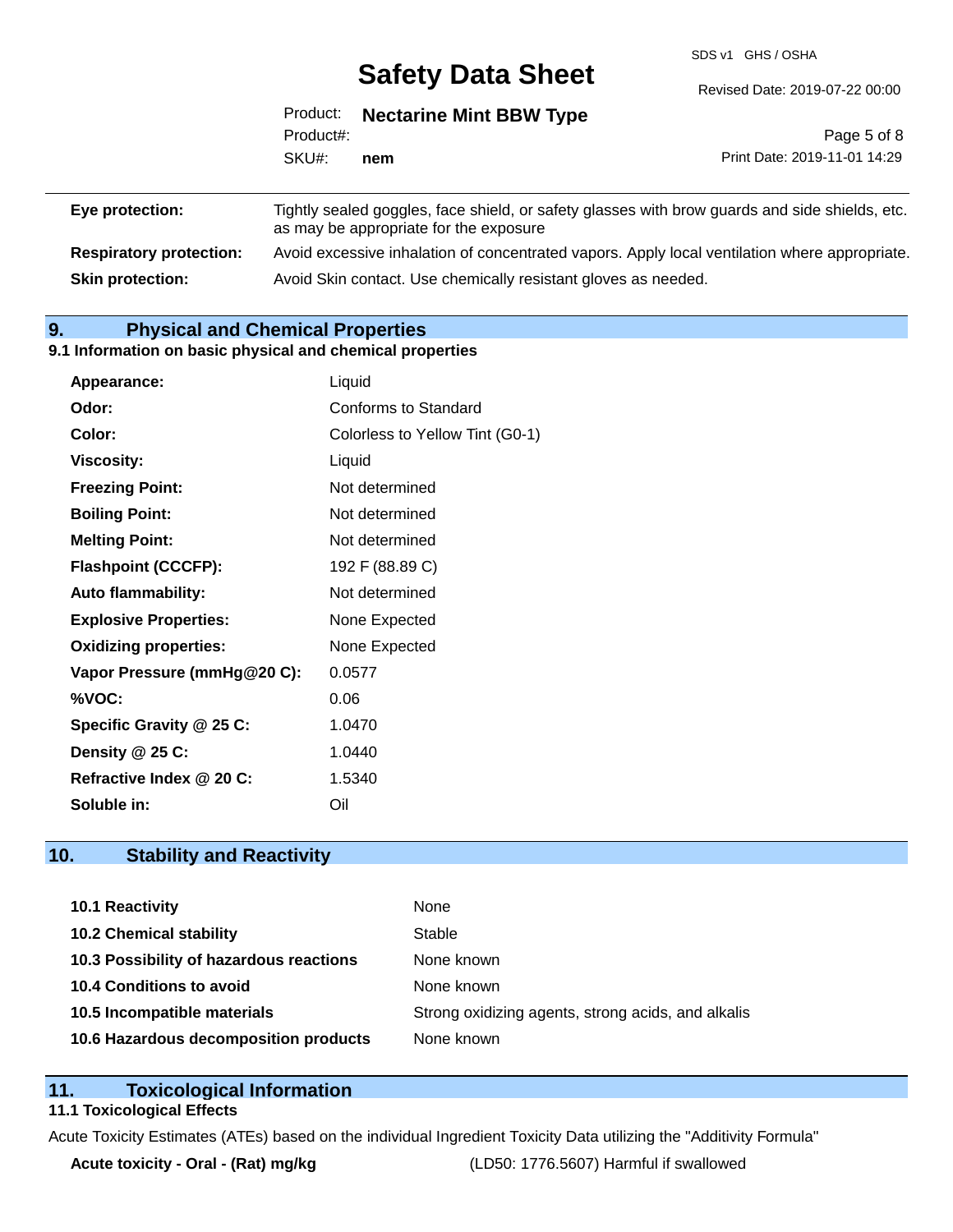| | |
|---|---|
| **Eye protection:** | Tightly sealed goggles, face shield, or safety glasses with brow guards and side shields, etc. as may be appropriate for the exposure |
| **Respiratory protection:** | Avoid excessive inhalation of concentrated vapors. Apply local ventilation where appropriate. |
| **Skin protection:** | Avoid Skin contact. Use chemically resistant gloves as needed. |

## 9. Physical and Chemical Properties

### 9.1 Information on basic physical and chemical properties

| | |
|---|---|
| **Appearance:** | Liquid |
| **Odor:** | Conforms to Standard |
| **Color:** | Colorless to Yellow Tint (G0-1) |
| **Viscosity:** | Liquid |
| **Freezing Point:** | Not determined |
| **Boiling Point:** | Not determined |
| **Melting Point:** | Not determined |
| **Flashpoint (CCCFP):** | 192 F (88.89 C) |
| **Auto flammability:** | Not determined |
| **Explosive Properties:** | None Expected |
| **Oxidizing properties:** | None Expected |
| **Vapor Pressure (mmHg@20 C):** | 0.0577 |
| **%VOC:** | 0.06 |
| **Specific Gravity @ 25 C:** | 1.0470 |
| **Density @ 25 C:** | 1.0440 |
| **Refractive Index @ 20 C:** | 1.5340 |
| **Soluble in:** | Oil |

## 10. Stability and Reactivity

| | |
|---|---|
| **10.1 Reactivity** | None |
| **10.2 Chemical stability** | Stable |
| **10.3 Possibility of hazardous reactions** | None known |
| **10.4 Conditions to avoid** | None known |
| **10.5 Incompatible materials** | Strong oxidizing agents, strong acids, and alkalis |
| **10.6 Hazardous decomposition products** | None known |

## 11. Toxicological Information

### 11.1 Toxicological Effects

Acute Toxicity Estimates (ATEs) based on the individual Ingredient Toxicity Data utilizing the "Additivity Formula"

| | |
|---|---|
| **Acute toxicity - Oral - (Rat) mg/kg** | (LD50: 1776.5607) Harmful if swallowed |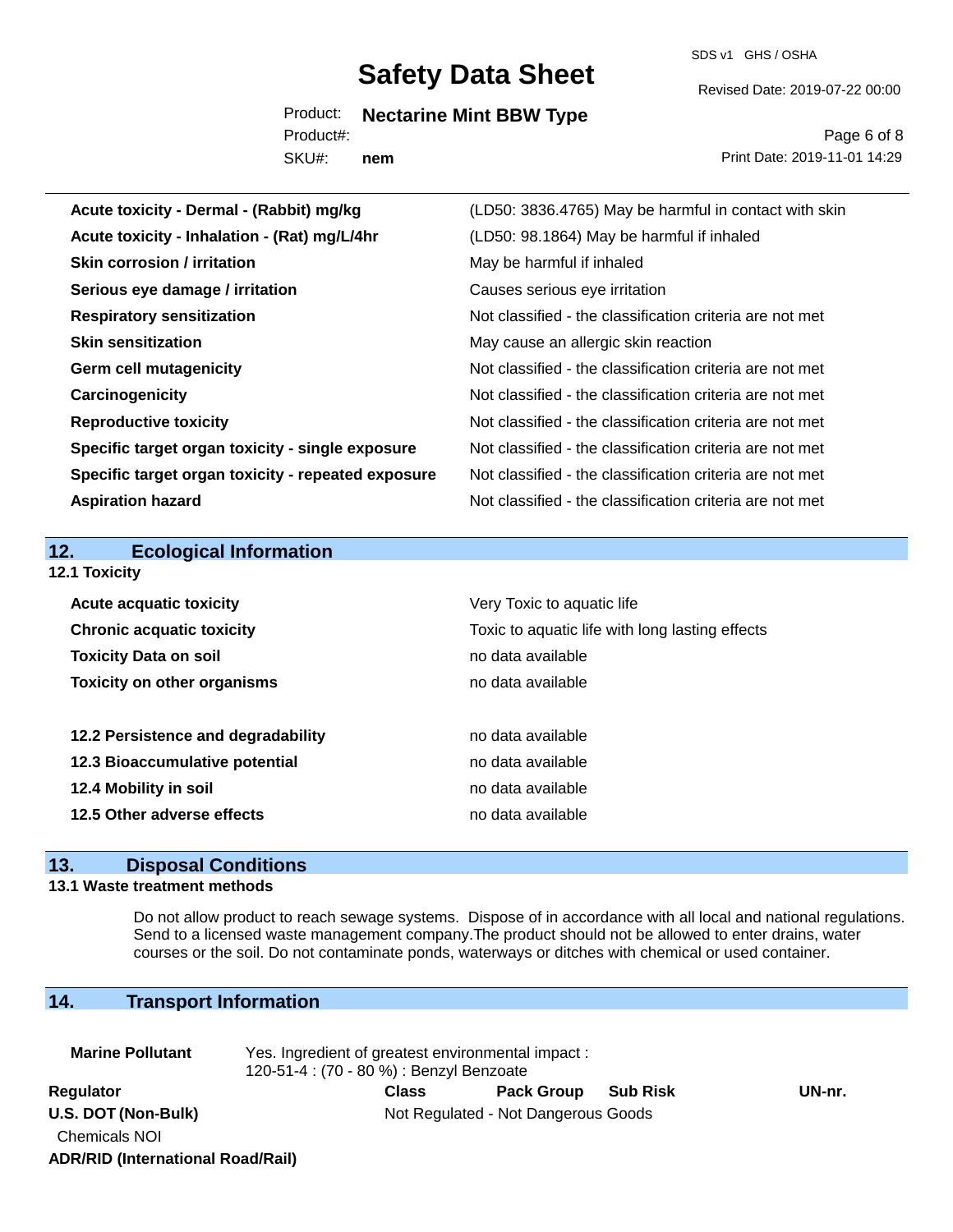| | |
|---|---|
| **Acute toxicity - Dermal - (Rabbit) mg/kg** | (LD50: 3836.4765) May be harmful in contact with skin |
| **Acute toxicity - Inhalation - (Rat) mg/L/4hr** | (LD50: 98.1864) May be harmful if inhaled |
| **Skin corrosion / irritation** | May be harmful if inhaled |
| **Serious eye damage / irritation** | Causes serious eye irritation |
| **Respiratory sensitization** | Not classified - the classification criteria are not met |
| **Skin sensitization** | May cause an allergic skin reaction |
| **Germ cell mutagenicity** | Not classified - the classification criteria are not met |
| **Carcinogenicity** | Not classified - the classification criteria are not met |
| **Reproductive toxicity** | Not classified - the classification criteria are not met |
| **Specific target organ toxicity - single exposure** | Not classified - the classification criteria are not met |
| **Specific target organ toxicity - repeated exposure** | Not classified - the classification criteria are not met |
| **Aspiration hazard** | Not classified - the classification criteria are not met |

## 12. Ecological Information

**12.1 Toxicity**

| | |
|---|---|
| **Acute acquatic toxicity** | Very Toxic to aquatic life |
| **Chronic acquatic toxicity** | Toxic to aquatic life with long lasting effects |
| **Toxicity Data on soil** | no data available |
| **Toxicity on other organisms** | no data available |
| **12.2 Persistence and degradability** | no data available |
| **12.3 Bioaccumulative potential** | no data available |
| **12.4 Mobility in soil** | no data available |
| **12.5 Other adverse effects** | no data available |

## 13. Disposal Conditions

**13.1 Waste treatment methods**

Do not allow product to reach sewage systems. Dispose of in accordance with all local and national regulations. Send to a licensed waste management company.The product should not be allowed to enter drains, water courses or the soil. Do not contaminate ponds, waterways or ditches with chemical or used container.

## 14. Transport Information

**Marine Pollutant** Yes. Ingredient of greatest environmental impact : 120-51-4 : (70 - 80 %) : Benzyl Benzoate

| Regulator | Class | Pack Group | Sub Risk | UN-nr. |
|---|---|---|---|---|
| **U.S. DOT (Non-Bulk)** | Not Regulated - Not Dangerous Goods | | | |
| Chemicals NOI | | | | |
| **ADR/RID (International Road/Rail)** | | | | |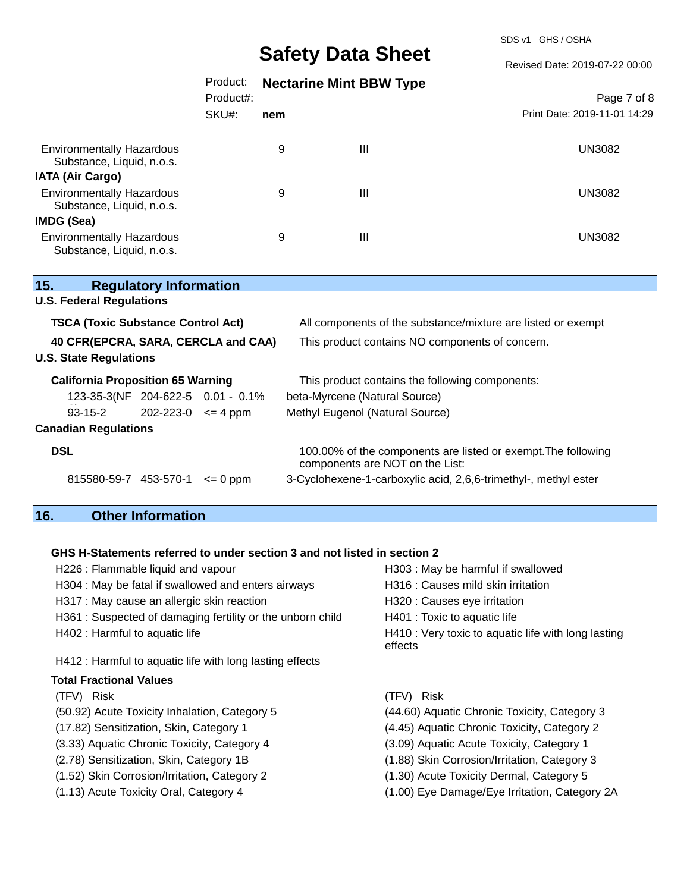| | | | |
|---|---|---|---|
| Environmentally Hazardous Substance, Liquid, n.o.s. | 9 | III | UN3082 |
| **IATA (Air Cargo)** | | | |
| Environmentally Hazardous Substance, Liquid, n.o.s. | 9 | III | UN3082 |
| **IMDG (Sea)** | | | |
| Environmentally Hazardous Substance, Liquid, n.o.s. | 9 | III | UN3082 |

## 15. Regulatory Information

**U.S. Federal Regulations**

**TSCA (Toxic Substance Control Act)** — All components of the substance/mixture are listed or exempt

**40 CFR(EPCRA, SARA, CERCLA and CAA)** — This product contains NO components of concern.

**U.S. State Regulations**

**California Proposition 65 Warning** — This product contains the following components:

| | | | |
|---|---|---|---|
| 123-35-3(NF | 204-622-5 | 0.01 - 0.1% | beta-Myrcene (Natural Source) |
| 93-15-2 | 202-223-0 | <= 4 ppm | Methyl Eugenol (Natural Source) |

**Canadian Regulations**

**DSL** — 100.00% of the components are listed or exempt.The following components are NOT on the List:

| | | | |
|---|---|---|---|
| 815580-59-7 | 453-570-1 | <= 0 ppm | 3-Cyclohexene-1-carboxylic acid, 2,6,6-trimethyl-, methyl ester |

## 16. Other Information

**GHS H-Statements referred to under section 3 and not listed in section 2**

- H226 : Flammable liquid and vapour
- H303 : May be harmful if swallowed
- H304 : May be fatal if swallowed and enters airways
- H316 : Causes mild skin irritation
- H317 : May cause an allergic skin reaction
- H320 : Causes eye irritation
- H361 : Suspected of damaging fertility or the unborn child
- H401 : Toxic to aquatic life
- H402 : Harmful to aquatic life
- H410 : Very toxic to aquatic life with long lasting effects
- H412 : Harmful to aquatic life with long lasting effects

**Total Fractional Values**

| (TFV) Risk | (TFV) Risk |
|---|---|
| (50.92) Acute Toxicity Inhalation, Category 5 | (44.60) Aquatic Chronic Toxicity, Category 3 |
| (17.82) Sensitization, Skin, Category 1 | (4.45) Aquatic Chronic Toxicity, Category 2 |
| (3.33) Aquatic Chronic Toxicity, Category 4 | (3.09) Aquatic Acute Toxicity, Category 1 |
| (2.78) Sensitization, Skin, Category 1B | (1.88) Skin Corrosion/Irritation, Category 3 |
| (1.52) Skin Corrosion/Irritation, Category 2 | (1.30) Acute Toxicity Dermal, Category 5 |
| (1.13) Acute Toxicity Oral, Category 4 | (1.00) Eye Damage/Eye Irritation, Category 2A |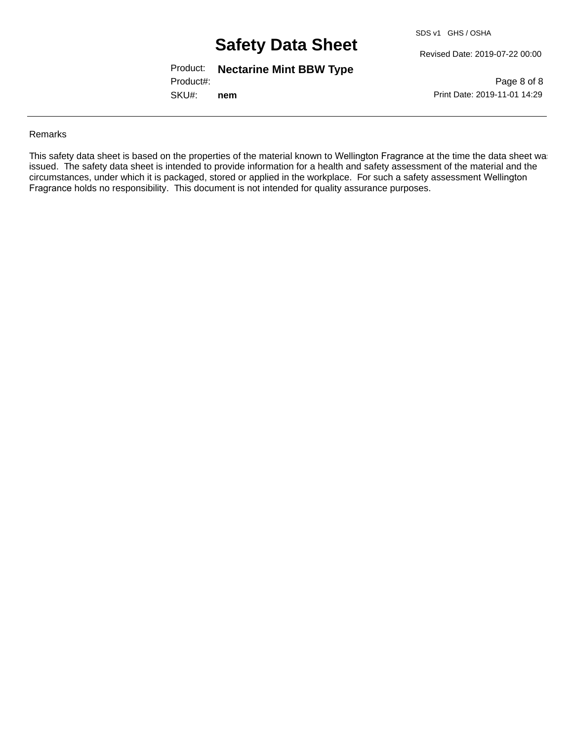## Remarks

This safety data sheet is based on the properties of the material known to Wellington Fragrance at the time the data sheet was issued. The safety data sheet is intended to provide information for a health and safety assessment of the material and the circumstances, under which it is packaged, stored or applied in the workplace. For such a safety assessment Wellington Fragrance holds no responsibility. This document is not intended for quality assurance purposes.